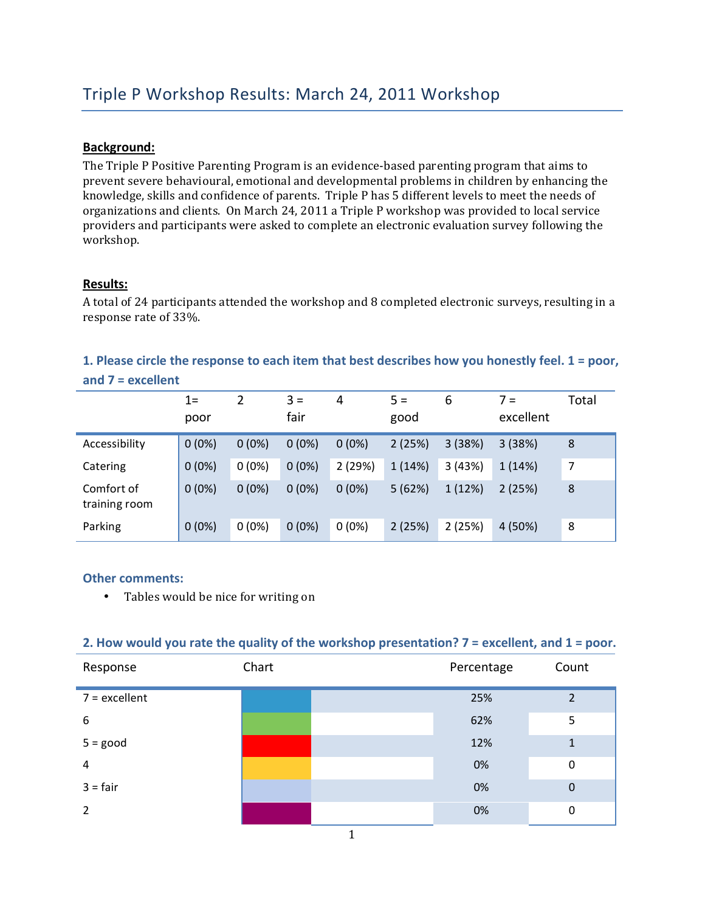# Triple P Workshop Results: March 24, 2011 Workshop

**Background:**

The Triple P Positive Parenting Program is an evidence-based parenting program that aims to prevent severe behavioural, emotional and developmental problems in children by enhancing the knowledge, skills and confidence of parents. Triple P has 5 different levels to meet the needs of organizations and clients. On March 24, 2011 a Triple P workshop was provided to local service providers and participants were asked to complete an electronic evaluation survey following the workshop.

**Results:**

A total of 24 participants attended the workshop and 8 completed electronic surveys, resulting in a response rate of 33%.

### 1. Please circle the response to each item that best describes how you honestly feel. 1 = poor, and 7 = excellent

| | 1= poor | 2 | 3 = fair | 4 | 5 = good | 6 | 7 = excellent | Total |
|---|---|---|---|---|---|---|---|---|
| Accessibility | 0 (0%) | 0 (0%) | 0 (0%) | 0 (0%) | 2 (25%) | 3 (38%) | 3 (38%) | 8 |
| Catering | 0 (0%) | 0 (0%) | 0 (0%) | 2 (29%) | 1 (14%) | 3 (43%) | 1 (14%) | 7 |
| Comfort of training room | 0 (0%) | 0 (0%) | 0 (0%) | 0 (0%) | 5 (62%) | 1 (12%) | 2 (25%) | 8 |
| Parking | 0 (0%) | 0 (0%) | 0 (0%) | 0 (0%) | 2 (25%) | 2 (25%) | 4 (50%) | 8 |

### Other comments:

- Tables would be nice for writing on

### 2. How would you rate the quality of the workshop presentation? 7 = excellent, and 1 = poor.

| Response | Chart | Percentage | Count |
|---|---|---|---|
| 7 = excellent | | 25% | 2 |
| 6 | | 62% | 5 |
| 5 = good | | 12% | 1 |
| 4 | | 0% | 0 |
| 3 = fair | | 0% | 0 |
| 2 | | 0% | 0 |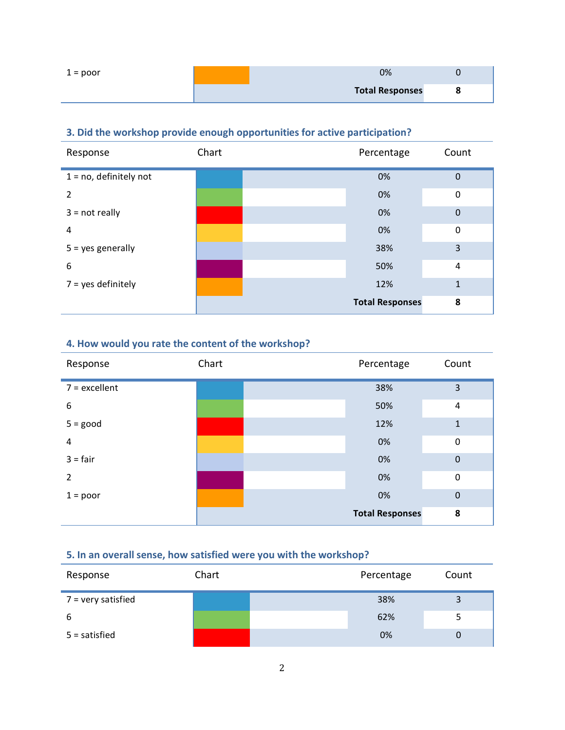| Response | Chart | Percentage | Count |
|---|---|---|---|
| 1 = poor | | 0% | 0 |
| | | **Total Responses** | **8** |

### 3. Did the workshop provide enough opportunities for active participation?

| Response | Chart | Percentage | Count |
|---|---|---|---|
| 1 = no, definitely not | | 0% | 0 |
| 2 | | 0% | 0 |
| 3 = not really | | 0% | 0 |
| 4 | | 0% | 0 |
| 5 = yes generally | | 38% | 3 |
| 6 | | 50% | 4 |
| 7 = yes definitely | | 12% | 1 |
| | | **Total Responses** | **8** |

### 4. How would you rate the content of the workshop?

| Response | Chart | Percentage | Count |
|---|---|---|---|
| 7 = excellent | | 38% | 3 |
| 6 | | 50% | 4 |
| 5 = good | | 12% | 1 |
| 4 | | 0% | 0 |
| 3 = fair | | 0% | 0 |
| 2 | | 0% | 0 |
| 1 = poor | | 0% | 0 |
| | | **Total Responses** | **8** |

### 5. In an overall sense, how satisfied were you with the workshop?

| Response | Chart | Percentage | Count |
|---|---|---|---|
| 7 = very satisfied | | 38% | 3 |
| 6 | | 62% | 5 |
| 5 = satisfied | | 0% | 0 |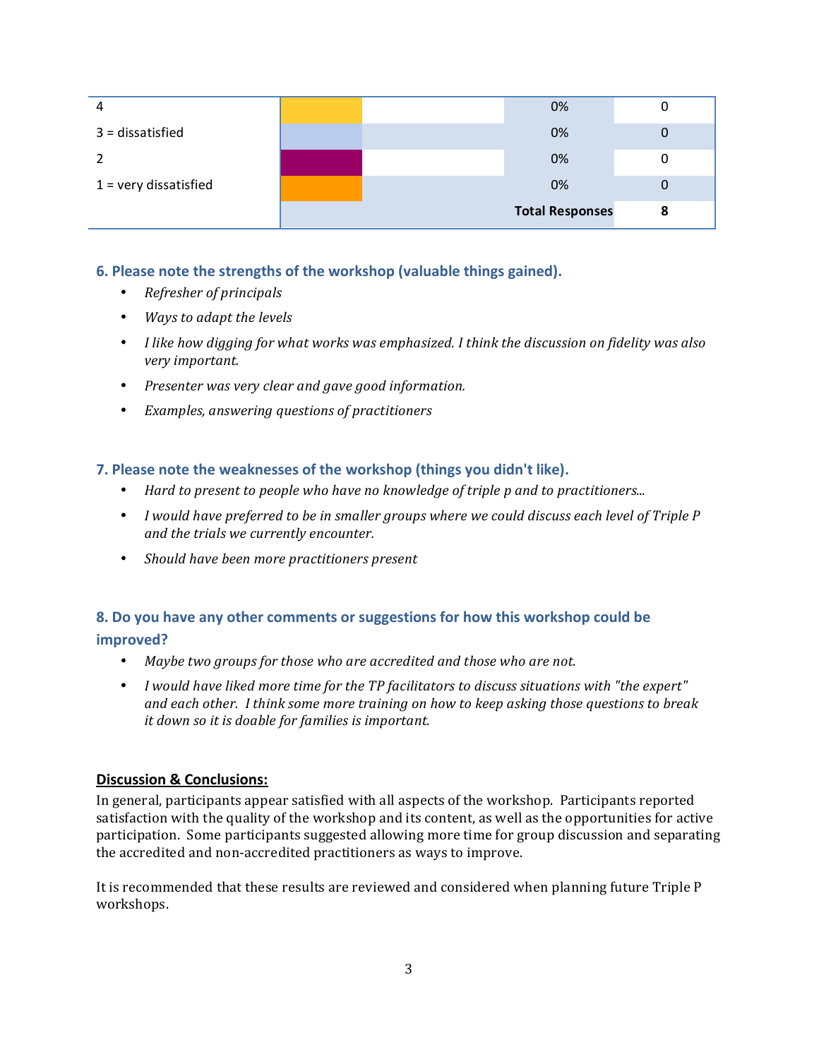| | | | |
|---|---|---|---|
| 4 | | 0% | 0 |
| 3 = dissatisfied | | 0% | 0 |
| 2 | | 0% | 0 |
| 1 = very dissatisfied | | 0% | 0 |
| | | **Total Responses** | **8** |

### 6. Please note the strengths of the workshop (valuable things gained).

- *Refresher of principals*
- *Ways to adapt the levels*
- *I like how digging for what works was emphasized. I think the discussion on fidelity was also very important.*
- *Presenter was very clear and gave good information.*
- *Examples, answering questions of practitioners*

### 7. Please note the weaknesses of the workshop (things you didn't like).

- *Hard to present to people who have no knowledge of triple p and to practitioners...*
- *I would have preferred to be in smaller groups where we could discuss each level of Triple P and the trials we currently encounter.*
- *Should have been more practitioners present*

### 8. Do you have any other comments or suggestions for how this workshop could be improved?

- *Maybe two groups for those who are accredited and those who are not.*
- *I would have liked more time for the TP facilitators to discuss situations with "the expert" and each other. I think some more training on how to keep asking those questions to break it down so it is doable for families is important.*

**Discussion & Conclusions:**

In general, participants appear satisfied with all aspects of the workshop. Participants reported satisfaction with the quality of the workshop and its content, as well as the opportunities for active participation. Some participants suggested allowing more time for group discussion and separating the accredited and non-accredited practitioners as ways to improve.

It is recommended that these results are reviewed and considered when planning future Triple P workshops.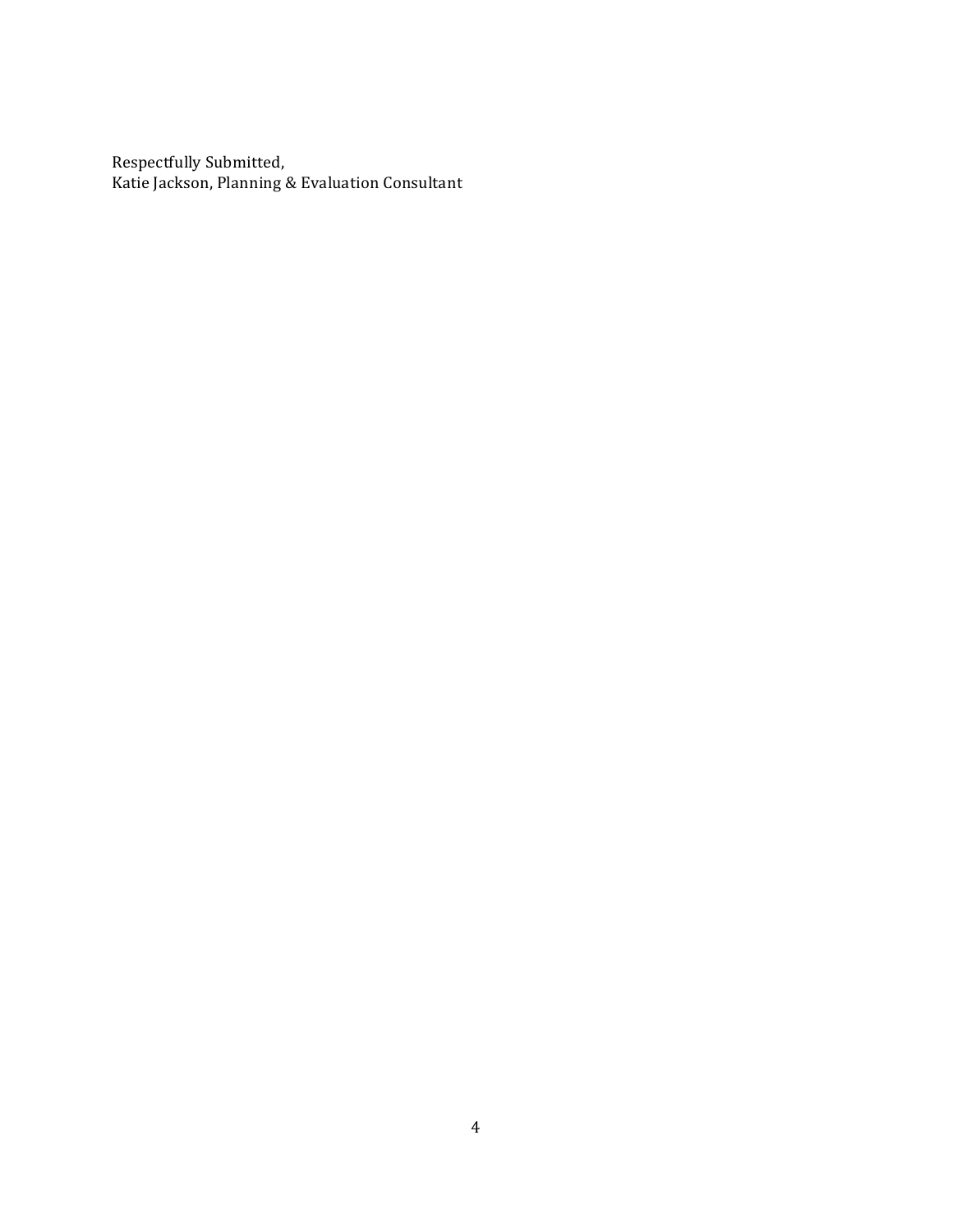Respectfully Submitted,
Katie Jackson, Planning & Evaluation Consultant